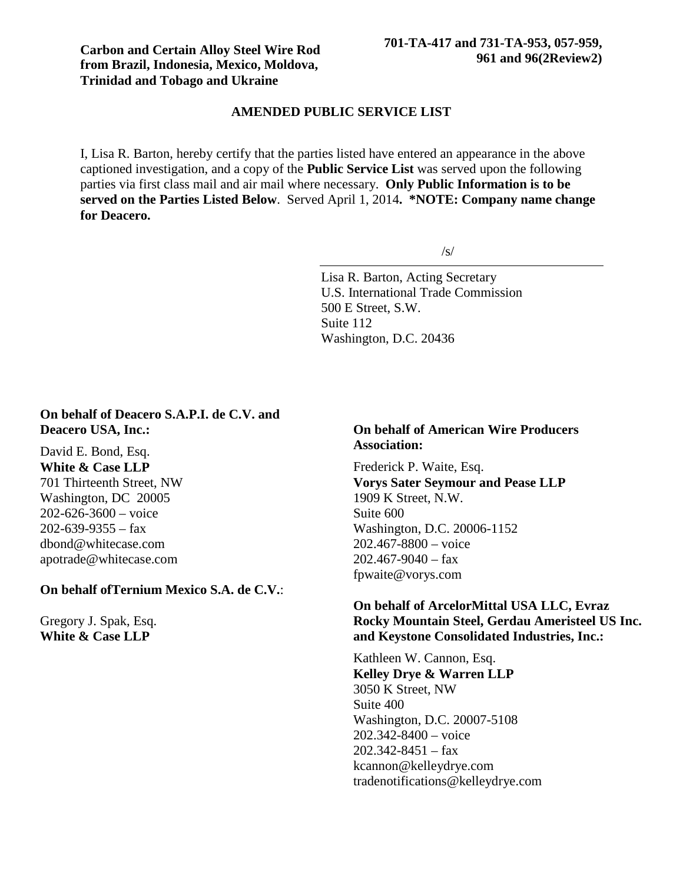**Carbon and Certain Alloy Steel Wire Rod from Brazil, Indonesia, Mexico, Moldova, Trinidad and Tobago and Ukraine**

**701-TA-417 and 731-TA-953, 057-959, 961 and 96(2Review2)**

## AMENDED PUBLIC SERVICE LIST

I, Lisa R. Barton, hereby certify that the parties listed have entered an appearance in the above captioned investigation, and a copy of the **Public Service List** was served upon the following parties via first class mail and air mail where necessary. **Only Public Information is to be served on the Parties Listed Below**. Served April 1, 2014**. *NOTE: Company name change for Deacero.**

/s/

Lisa R. Barton, Acting Secretary
U.S. International Trade Commission
500 E Street, S.W.
Suite 112
Washington, D.C. 20436

**On behalf of Deacero S.A.P.I. de C.V. and Deacero USA, Inc.:**

David E. Bond, Esq.
**White & Case LLP**
701 Thirteenth Street, NW
Washington, DC 20005
202-626-3600 – voice
202-639-9355 – fax
dbond@whitecase.com
apotrade@whitecase.com

**On behalf ofTernium Mexico S.A. de C.V.**:

Gregory J. Spak, Esq.
**White & Case LLP**

**On behalf of American Wire Producers Association:**

Frederick P. Waite, Esq.
**Vorys Sater Seymour and Pease LLP**
1909 K Street, N.W.
Suite 600
Washington, D.C. 20006-1152
202.467-8800 – voice
202.467-9040 – fax
fpwaite@vorys.com

**On behalf of ArcelorMittal USA LLC, Evraz Rocky Mountain Steel, Gerdau Ameristeel US Inc. and Keystone Consolidated Industries, Inc.:**

Kathleen W. Cannon, Esq.
**Kelley Drye & Warren LLP**
3050 K Street, NW
Suite 400
Washington, D.C. 20007-5108
202.342-8400 – voice
202.342-8451 – fax
kcannon@kelleydrye.com
tradenotifications@kelleydrye.com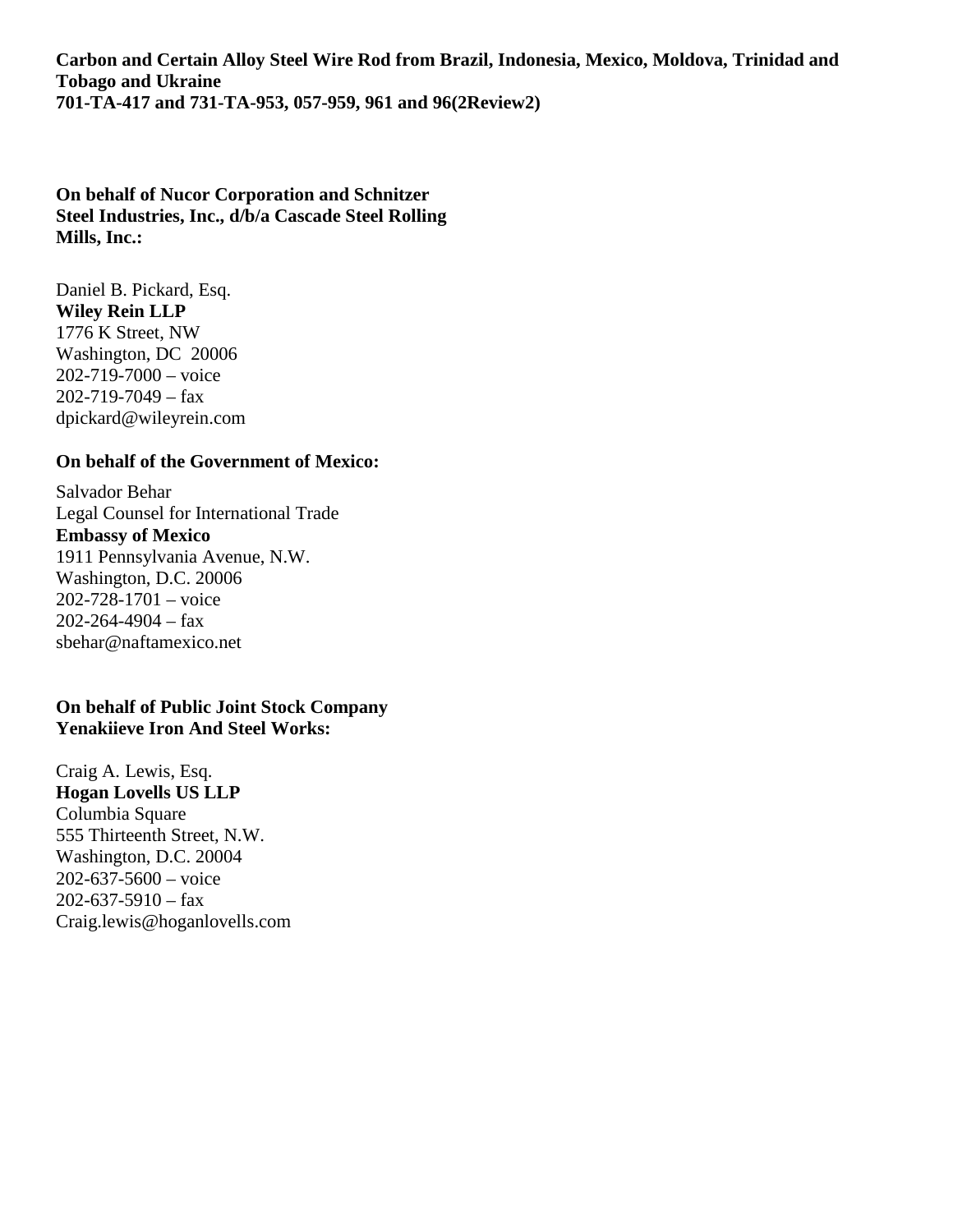**Carbon and Certain Alloy Steel Wire Rod from Brazil, Indonesia, Mexico, Moldova, Trinidad and Tobago and Ukraine**
**701-TA-417 and 731-TA-953, 057-959, 961 and 96(2Review2)**

**On behalf of Nucor Corporation and Schnitzer Steel Industries, Inc., d/b/a Cascade Steel Rolling Mills, Inc.:**

Daniel B. Pickard, Esq.
**Wiley Rein LLP**
1776 K Street, NW
Washington, DC 20006
202-719-7000 – voice
202-719-7049 – fax
dpickard@wileyrein.com

**On behalf of the Government of Mexico:**

Salvador Behar
Legal Counsel for International Trade
**Embassy of Mexico**
1911 Pennsylvania Avenue, N.W.
Washington, D.C. 20006
202-728-1701 – voice
202-264-4904 – fax
sbehar@naftamexico.net

**On behalf of Public Joint Stock Company Yenakiieve Iron And Steel Works:**

Craig A. Lewis, Esq.
**Hogan Lovells US LLP**
Columbia Square
555 Thirteenth Street, N.W.
Washington, D.C. 20004
202-637-5600 – voice
202-637-5910 – fax
Craig.lewis@hoganlovells.com